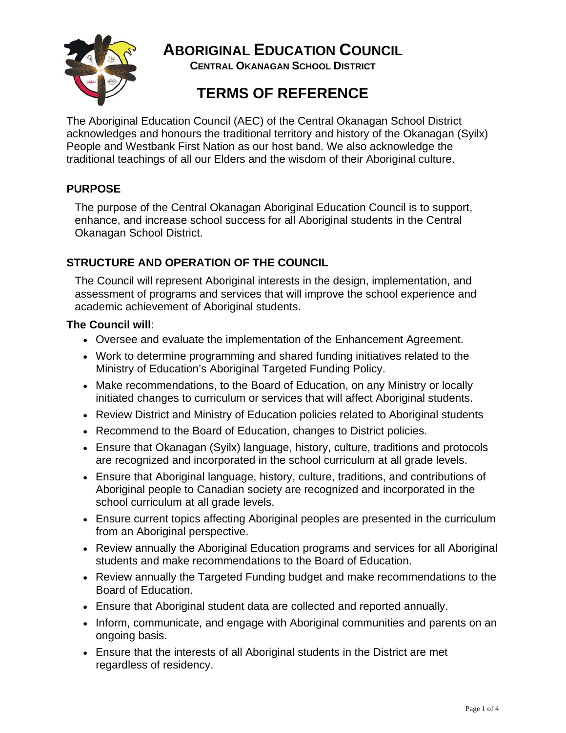# ABORIGINAL EDUCATION COUNCIL

**CENTRAL OKANAGAN SCHOOL DISTRICT**

# TERMS OF REFERENCE

The Aboriginal Education Council (AEC) of the Central Okanagan School District acknowledges and honours the traditional territory and history of the Okanagan (Syilx) People and Westbank First Nation as our host band. We also acknowledge the traditional teachings of all our Elders and the wisdom of their Aboriginal culture.

## PURPOSE

The purpose of the Central Okanagan Aboriginal Education Council is to support, enhance, and increase school success for all Aboriginal students in the Central Okanagan School District.

## STRUCTURE AND OPERATION OF THE COUNCIL

The Council will represent Aboriginal interests in the design, implementation, and assessment of programs and services that will improve the school experience and academic achievement of Aboriginal students.

**The Council will**:

- Oversee and evaluate the implementation of the Enhancement Agreement.
- Work to determine programming and shared funding initiatives related to the Ministry of Education's Aboriginal Targeted Funding Policy.
- Make recommendations, to the Board of Education, on any Ministry or locally initiated changes to curriculum or services that will affect Aboriginal students.
- Review District and Ministry of Education policies related to Aboriginal students
- Recommend to the Board of Education, changes to District policies.
- Ensure that Okanagan (Syilx) language, history, culture, traditions and protocols are recognized and incorporated in the school curriculum at all grade levels.
- Ensure that Aboriginal language, history, culture, traditions, and contributions of Aboriginal people to Canadian society are recognized and incorporated in the school curriculum at all grade levels.
- Ensure current topics affecting Aboriginal peoples are presented in the curriculum from an Aboriginal perspective.
- Review annually the Aboriginal Education programs and services for all Aboriginal students and make recommendations to the Board of Education.
- Review annually the Targeted Funding budget and make recommendations to the Board of Education.
- Ensure that Aboriginal student data are collected and reported annually.
- Inform, communicate, and engage with Aboriginal communities and parents on an ongoing basis.
- Ensure that the interests of all Aboriginal students in the District are met regardless of residency.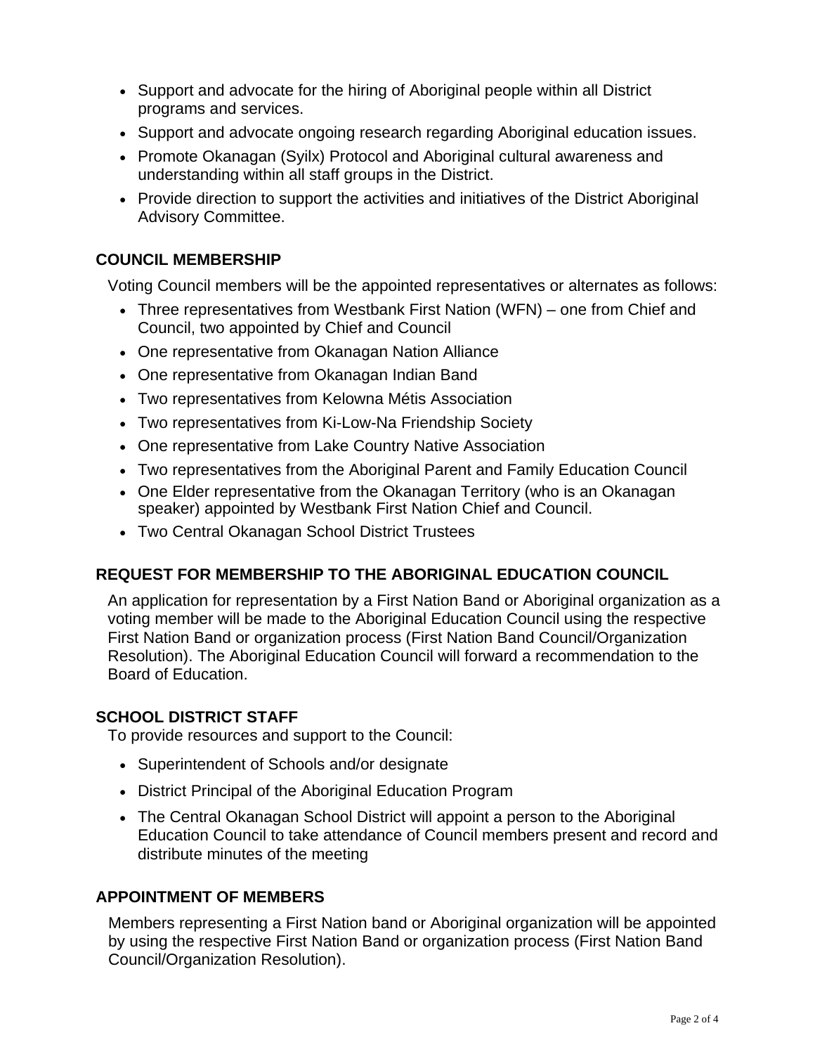- Support and advocate for the hiring of Aboriginal people within all District programs and services.
- Support and advocate ongoing research regarding Aboriginal education issues.
- Promote Okanagan (Syilx) Protocol and Aboriginal cultural awareness and understanding within all staff groups in the District.
- Provide direction to support the activities and initiatives of the District Aboriginal Advisory Committee.

## COUNCIL MEMBERSHIP

Voting Council members will be the appointed representatives or alternates as follows:

- Three representatives from Westbank First Nation (WFN) – one from Chief and Council, two appointed by Chief and Council
- One representative from Okanagan Nation Alliance
- One representative from Okanagan Indian Band
- Two representatives from Kelowna Métis Association
- Two representatives from Ki-Low-Na Friendship Society
- One representative from Lake Country Native Association
- Two representatives from the Aboriginal Parent and Family Education Council
- One Elder representative from the Okanagan Territory (who is an Okanagan speaker) appointed by Westbank First Nation Chief and Council.
- Two Central Okanagan School District Trustees

## REQUEST FOR MEMBERSHIP TO THE ABORIGINAL EDUCATION COUNCIL

An application for representation by a First Nation Band or Aboriginal organization as a voting member will be made to the Aboriginal Education Council using the respective First Nation Band or organization process (First Nation Band Council/Organization Resolution). The Aboriginal Education Council will forward a recommendation to the Board of Education.

## SCHOOL DISTRICT STAFF

To provide resources and support to the Council:

- Superintendent of Schools and/or designate
- District Principal of the Aboriginal Education Program
- The Central Okanagan School District will appoint a person to the Aboriginal Education Council to take attendance of Council members present and record and distribute minutes of the meeting

## APPOINTMENT OF MEMBERS

Members representing a First Nation band or Aboriginal organization will be appointed by using the respective First Nation Band or organization process (First Nation Band Council/Organization Resolution).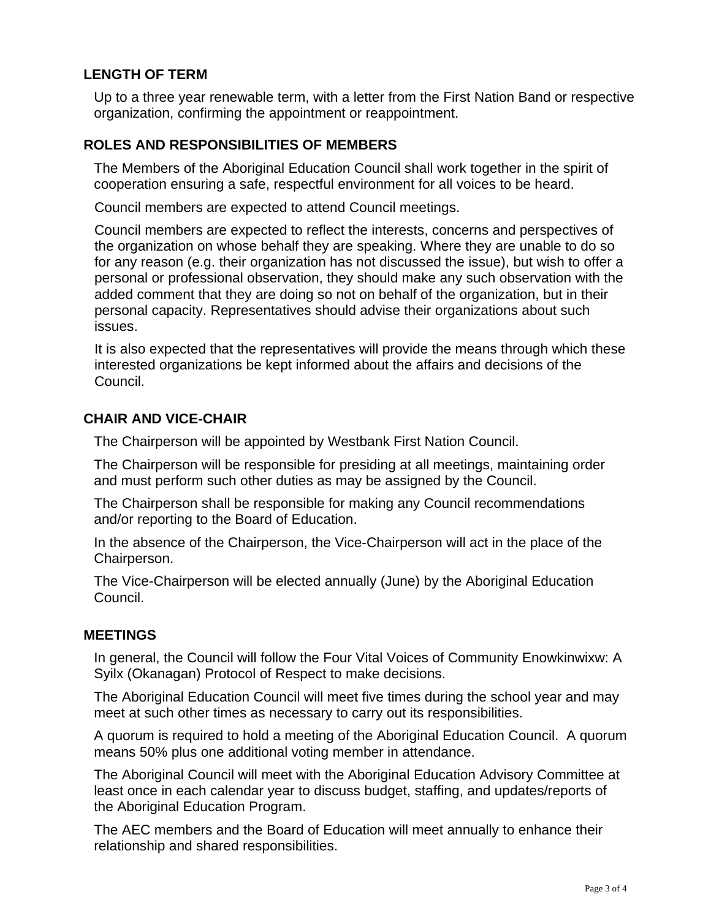## LENGTH OF TERM

Up to a three year renewable term, with a letter from the First Nation Band or respective organization, confirming the appointment or reappointment.

## ROLES AND RESPONSIBILITIES OF MEMBERS

The Members of the Aboriginal Education Council shall work together in the spirit of cooperation ensuring a safe, respectful environment for all voices to be heard.

Council members are expected to attend Council meetings.

Council members are expected to reflect the interests, concerns and perspectives of the organization on whose behalf they are speaking. Where they are unable to do so for any reason (e.g. their organization has not discussed the issue), but wish to offer a personal or professional observation, they should make any such observation with the added comment that they are doing so not on behalf of the organization, but in their personal capacity. Representatives should advise their organizations about such issues.

It is also expected that the representatives will provide the means through which these interested organizations be kept informed about the affairs and decisions of the Council.

## CHAIR AND VICE-CHAIR

The Chairperson will be appointed by Westbank First Nation Council.

The Chairperson will be responsible for presiding at all meetings, maintaining order and must perform such other duties as may be assigned by the Council.

The Chairperson shall be responsible for making any Council recommendations and/or reporting to the Board of Education.

In the absence of the Chairperson, the Vice-Chairperson will act in the place of the Chairperson.

The Vice-Chairperson will be elected annually (June) by the Aboriginal Education Council.

## MEETINGS

In general, the Council will follow the Four Vital Voices of Community Enowkinwixw: A Syilx (Okanagan) Protocol of Respect to make decisions.

The Aboriginal Education Council will meet five times during the school year and may meet at such other times as necessary to carry out its responsibilities.

A quorum is required to hold a meeting of the Aboriginal Education Council. A quorum means 50% plus one additional voting member in attendance.

The Aboriginal Council will meet with the Aboriginal Education Advisory Committee at least once in each calendar year to discuss budget, staffing, and updates/reports of the Aboriginal Education Program.

The AEC members and the Board of Education will meet annually to enhance their relationship and shared responsibilities.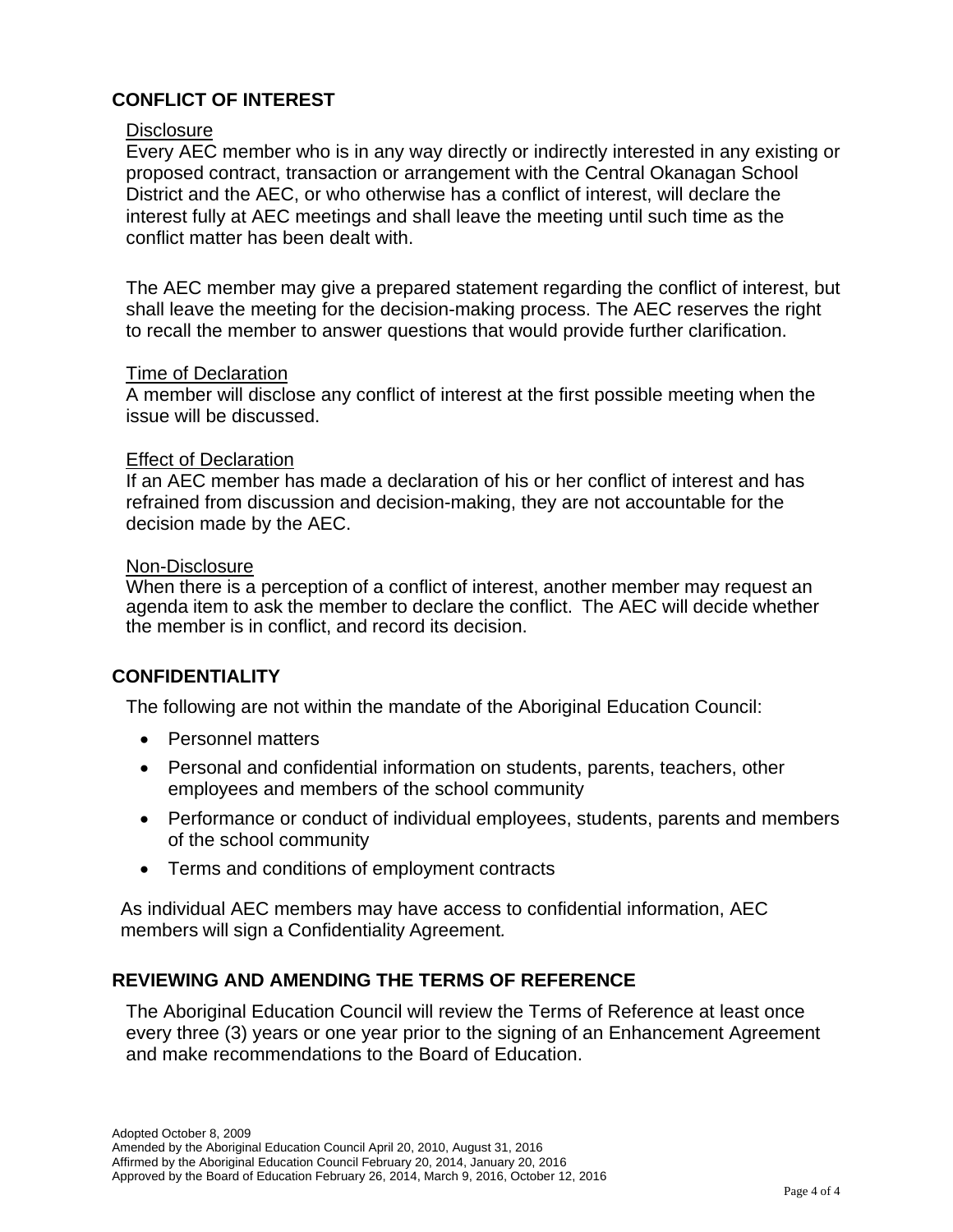## CONFLICT OF INTEREST

Disclosure

Every AEC member who is in any way directly or indirectly interested in any existing or proposed contract, transaction or arrangement with the Central Okanagan School District and the AEC, or who otherwise has a conflict of interest, will declare the interest fully at AEC meetings and shall leave the meeting until such time as the conflict matter has been dealt with.

The AEC member may give a prepared statement regarding the conflict of interest, but shall leave the meeting for the decision-making process. The AEC reserves the right to recall the member to answer questions that would provide further clarification.

Time of Declaration

A member will disclose any conflict of interest at the first possible meeting when the issue will be discussed.

Effect of Declaration

If an AEC member has made a declaration of his or her conflict of interest and has refrained from discussion and decision-making, they are not accountable for the decision made by the AEC.

Non-Disclosure

When there is a perception of a conflict of interest, another member may request an agenda item to ask the member to declare the conflict. The AEC will decide whether the member is in conflict, and record its decision.

## CONFIDENTIALITY

The following are not within the mandate of the Aboriginal Education Council:

- Personnel matters
- Personal and confidential information on students, parents, teachers, other employees and members of the school community
- Performance or conduct of individual employees, students, parents and members of the school community
- Terms and conditions of employment contracts

As individual AEC members may have access to confidential information, AEC members will sign a Confidentiality Agreement.

## REVIEWING AND AMENDING THE TERMS OF REFERENCE

The Aboriginal Education Council will review the Terms of Reference at least once every three (3) years or one year prior to the signing of an Enhancement Agreement and make recommendations to the Board of Education.

Adopted October 8, 2009
Amended by the Aboriginal Education Council April 20, 2010, August 31, 2016
Affirmed by the Aboriginal Education Council February 20, 2014, January 20, 2016
Approved by the Board of Education February 26, 2014, March 9, 2016, October 12, 2016